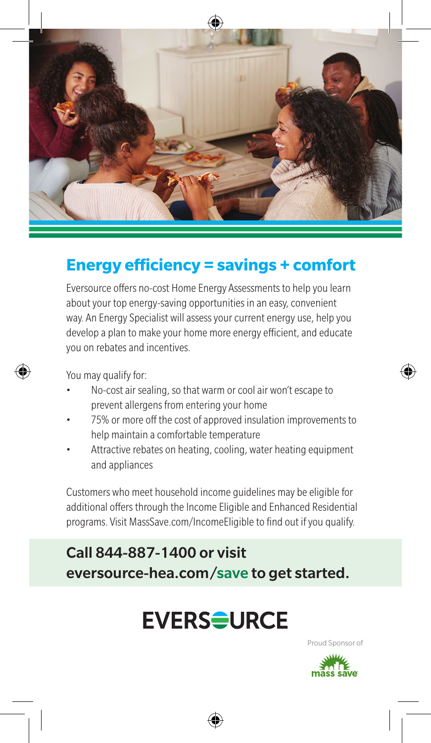## Energy efficiency = savings + comfort

Eversource offers no-cost Home Energy Assessments to help you learn about your top energy-saving opportunities in an easy, convenient way. An Energy Specialist will assess your current energy use, help you develop a plan to make your home more energy efficient, and educate you on rebates and incentives.

You may qualify for:

- No-cost air sealing, so that warm or cool air won't escape to prevent allergens from entering your home
- 75% or more off the cost of approved insulation improvements to help maintain a comfortable temperature
- Attractive rebates on heating, cooling, water heating equipment and appliances

Customers who meet household income guidelines may be eligible for additional offers through the Income Eligible and Enhanced Residential programs. Visit MassSave.com/IncomeEligible to find out if you qualify.

**Call 844-887-1400 or visit eversource-hea.com/save to get started.**

EVERSOURCE

Proud Sponsor of mass save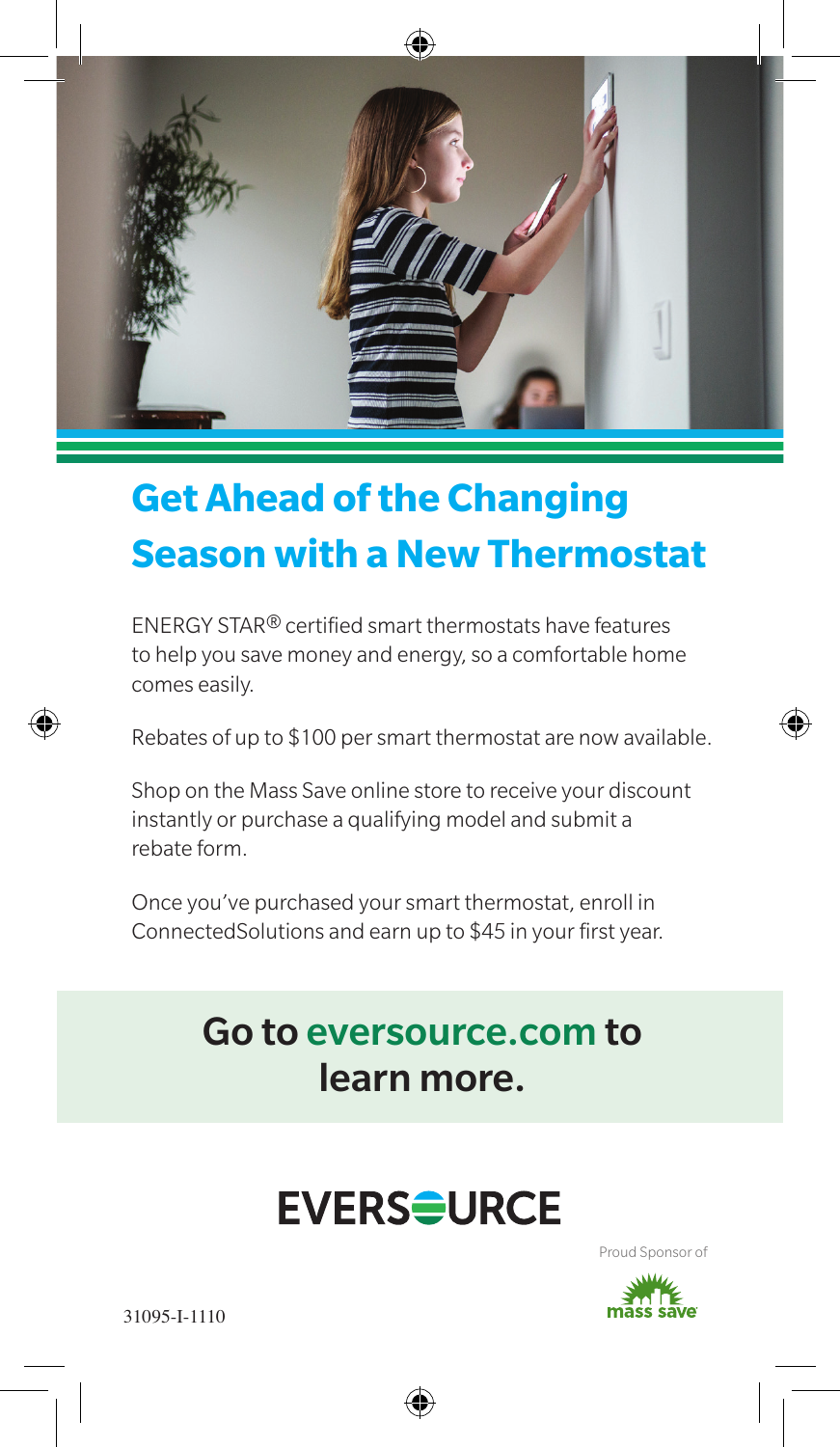# Get Ahead of the Changing Season with a New Thermostat

ENERGY STAR® certified smart thermostats have features to help you save money and energy, so a comfortable home comes easily.

Rebates of up to $100 per smart thermostat are now available.

Shop on the Mass Save online store to receive your discount instantly or purchase a qualifying model and submit a rebate form.

Once you've purchased your smart thermostat, enroll in ConnectedSolutions and earn up to $45 in your first year.

## Go to eversource.com to learn more.

EVERSOURCE

Proud Sponsor of

mass save

31095-I-1110